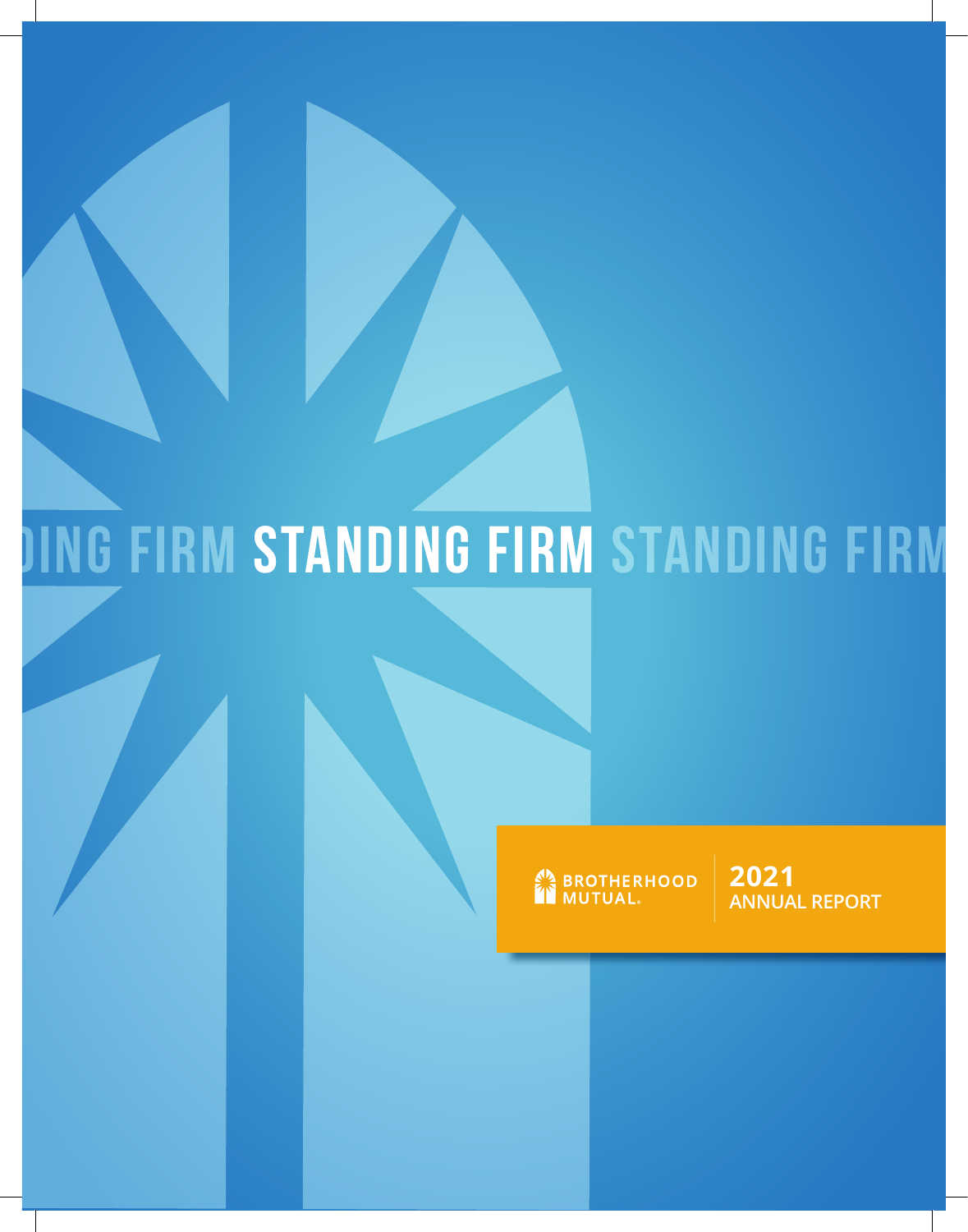# STANDING FIRM

BROTHERHOOD MUTUAL

**2021**
**ANNUAL REPORT**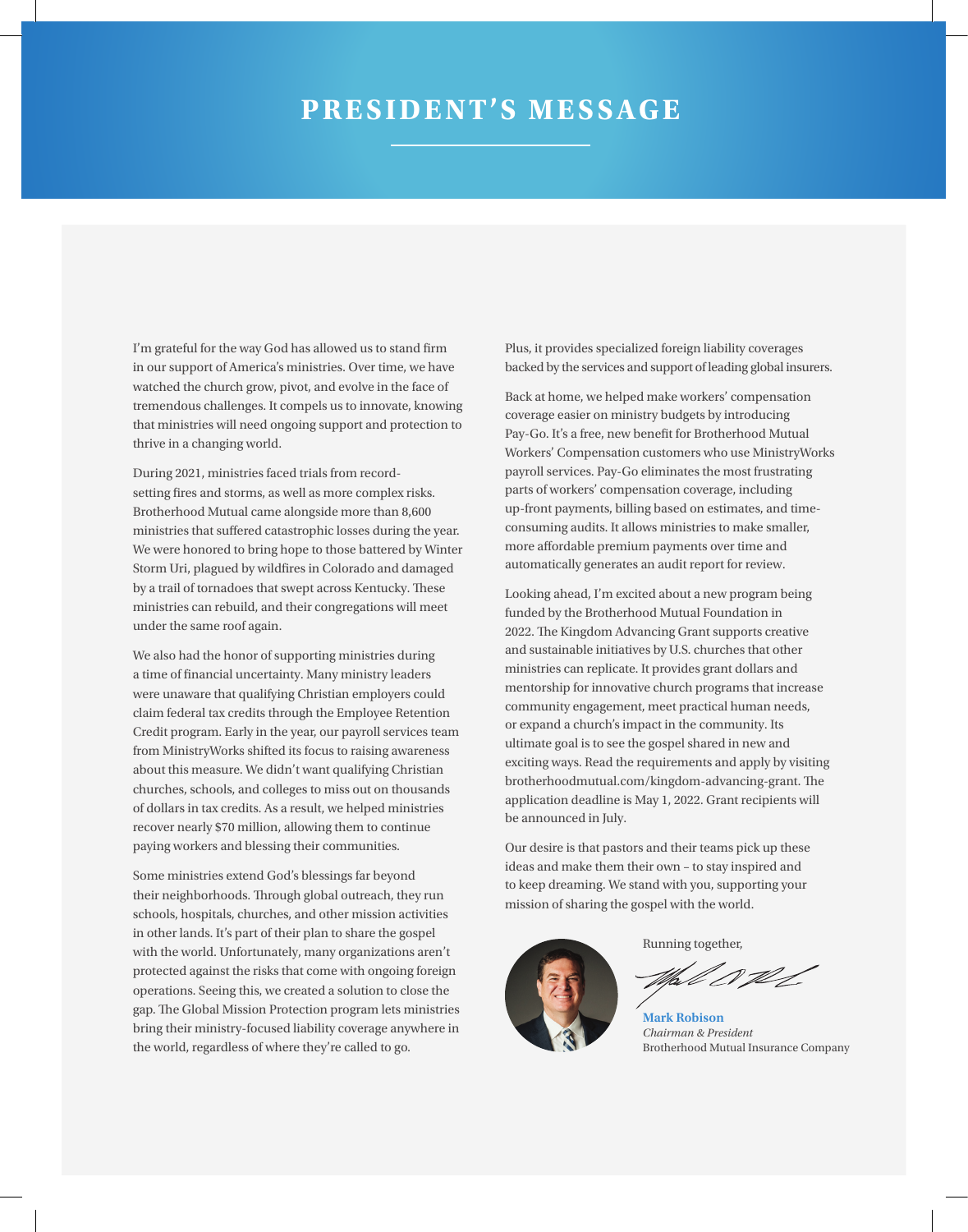# PRESIDENT'S MESSAGE

I'm grateful for the way God has allowed us to stand firm in our support of America's ministries. Over time, we have watched the church grow, pivot, and evolve in the face of tremendous challenges. It compels us to innovate, knowing that ministries will need ongoing support and protection to thrive in a changing world.

During 2021, ministries faced trials from record-setting fires and storms, as well as more complex risks. Brotherhood Mutual came alongside more than 8,600 ministries that suffered catastrophic losses during the year. We were honored to bring hope to those battered by Winter Storm Uri, plagued by wildfires in Colorado and damaged by a trail of tornadoes that swept across Kentucky. These ministries can rebuild, and their congregations will meet under the same roof again.

We also had the honor of supporting ministries during a time of financial uncertainty. Many ministry leaders were unaware that qualifying Christian employers could claim federal tax credits through the Employee Retention Credit program. Early in the year, our payroll services team from MinistryWorks shifted its focus to raising awareness about this measure. We didn't want qualifying Christian churches, schools, and colleges to miss out on thousands of dollars in tax credits. As a result, we helped ministries recover nearly $70 million, allowing them to continue paying workers and blessing their communities.

Some ministries extend God's blessings far beyond their neighborhoods. Through global outreach, they run schools, hospitals, churches, and other mission activities in other lands. It's part of their plan to share the gospel with the world. Unfortunately, many organizations aren't protected against the risks that come with ongoing foreign operations. Seeing this, we created a solution to close the gap. The Global Mission Protection program lets ministries bring their ministry-focused liability coverage anywhere in the world, regardless of where they're called to go. Plus, it provides specialized foreign liability coverages backed by the services and support of leading global insurers.

Back at home, we helped make workers' compensation coverage easier on ministry budgets by introducing Pay-Go. It's a free, new benefit for Brotherhood Mutual Workers' Compensation customers who use MinistryWorks payroll services. Pay-Go eliminates the most frustrating parts of workers' compensation coverage, including up-front payments, billing based on estimates, and time-consuming audits. It allows ministries to make smaller, more affordable premium payments over time and automatically generates an audit report for review.

Looking ahead, I'm excited about a new program being funded by the Brotherhood Mutual Foundation in 2022. The Kingdom Advancing Grant supports creative and sustainable initiatives by U.S. churches that other ministries can replicate. It provides grant dollars and mentorship for innovative church programs that increase community engagement, meet practical human needs, or expand a church's impact in the community. Its ultimate goal is to see the gospel shared in new and exciting ways. Read the requirements and apply by visiting brotherhoodmutual.com/kingdom-advancing-grant. The application deadline is May 1, 2022. Grant recipients will be announced in July.

Our desire is that pastors and their teams pick up these ideas and make them their own – to stay inspired and to keep dreaming. We stand with you, supporting your mission of sharing the gospel with the world.

Running together,

**Mark Robison**
*Chairman & President*
Brotherhood Mutual Insurance Company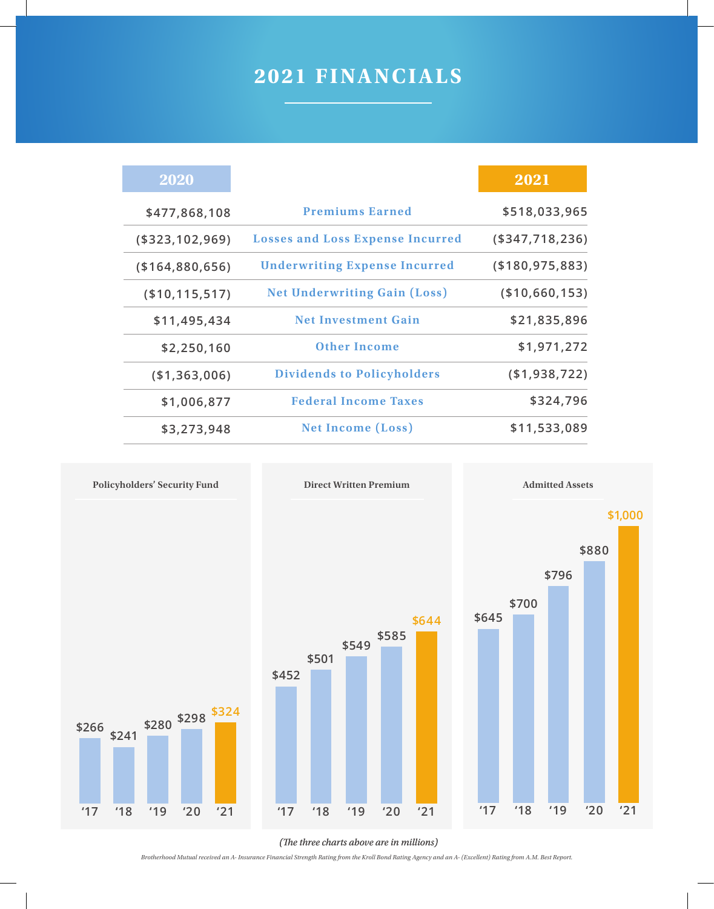# 2021 FINANCIALS

| 2020 | | 2021 |
|---|---|---|
| $477,868,108 | Premiums Earned | $518,033,965 |
| ($323,102,969) | Losses and Loss Expense Incurred | ($347,718,236) |
| ($164,880,656) | Underwriting Expense Incurred | ($180,975,883) |
| ($10,115,517) | Net Underwriting Gain (Loss) | ($10,660,153) |
| $11,495,434 | Net Investment Gain | $21,835,896 |
| $2,250,160 | Other Income | $1,971,272 |
| ($1,363,006) | Dividends to Policyholders | ($1,938,722) |
| $1,006,877 | Federal Income Taxes | $324,796 |
| $3,273,948 | Net Income (Loss) | $11,533,089 |

**Policyholders' Security Fund**

| '17 | '18 | '19 | '20 | '21 |
|---|---|---|---|---|
| $266 | $241 | $280 | $298 | $324 |

**Direct Written Premium**

| '17 | '18 | '19 | '20 | '21 |
|---|---|---|---|---|
| $452 | $501 | $549 | $585 | $644 |

**Admitted Assets**

| '17 | '18 | '19 | '20 | '21 |
|---|---|---|---|---|
| $645 | $700 | $796 | $880 | $1,000 |

*(The three charts above are in millions)*

*Brotherhood Mutual received an A- Insurance Financial Strength Rating from the Kroll Bond Rating Agency and an A- (Excellent) Rating from A.M. Best Report.*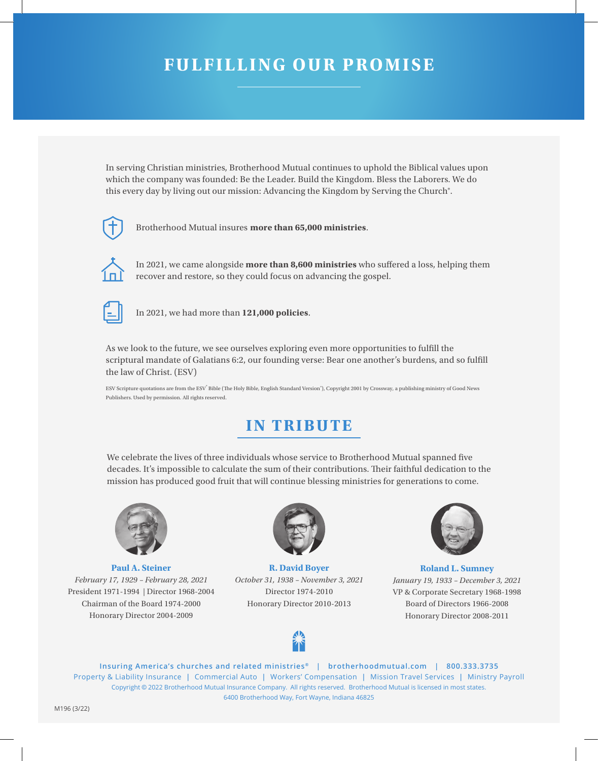# FULFILLING OUR PROMISE

In serving Christian ministries, Brotherhood Mutual continues to uphold the Biblical values upon which the company was founded: Be the Leader. Build the Kingdom. Bless the Laborers. We do this every day by living out our mission: Advancing the Kingdom by Serving the Church®.

Brotherhood Mutual insures **more than 65,000 ministries**.

In 2021, we came alongside **more than 8,600 ministries** who suffered a loss, helping them recover and restore, so they could focus on advancing the gospel.

In 2021, we had more than **121,000 policies**.

As we look to the future, we see ourselves exploring even more opportunities to fulfill the scriptural mandate of Galatians 6:2, our founding verse: Bear one another's burdens, and so fulfill the law of Christ. (ESV)

ESV Scripture quotations are from the ESV® Bible (The Holy Bible, English Standard Version®), Copyright 2001 by Crossway, a publishing ministry of Good News Publishers. Used by permission. All rights reserved.

## IN TRIBUTE

We celebrate the lives of three individuals whose service to Brotherhood Mutual spanned five decades. It's impossible to calculate the sum of their contributions. Their faithful dedication to the mission has produced good fruit that will continue blessing ministries for generations to come.

**Paul A. Steiner**
*February 17, 1929 – February 28, 2021*
President 1971-1994 | Director 1968-2004
Chairman of the Board 1974-2000
Honorary Director 2004-2009

**R. David Boyer**
*October 31, 1938 – November 3, 2021*
Director 1974-2010
Honorary Director 2010-2013

**Roland L. Sumney**
*January 19, 1933 – December 3, 2021*
VP & Corporate Secretary 1968-1998
Board of Directors 1966-2008
Honorary Director 2008-2011

Insuring America's churches and related ministries® | brotherhoodmutual.com | 800.333.3735
Property & Liability Insurance | Commercial Auto | Workers' Compensation | Mission Travel Services | Ministry Payroll
Copyright © 2022 Brotherhood Mutual Insurance Company. All rights reserved. Brotherhood Mutual is licensed in most states.
6400 Brotherhood Way, Fort Wayne, Indiana 46825

M196 (3/22)